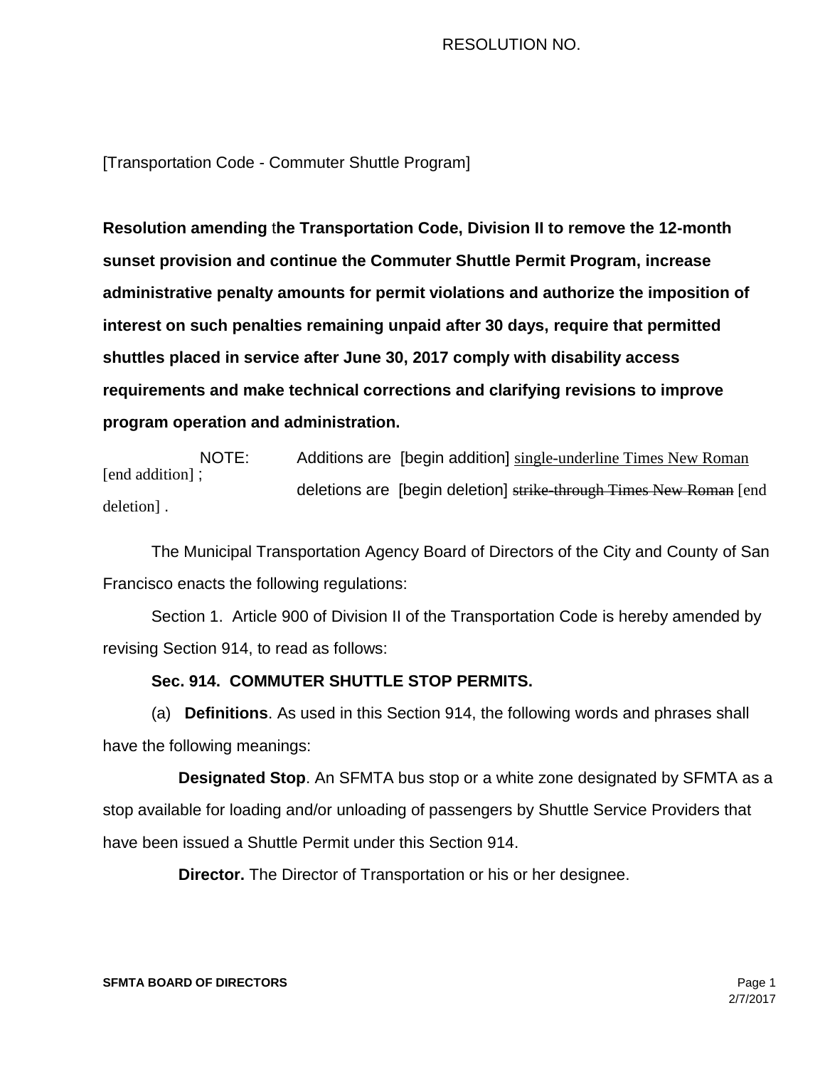RESOLUTION NO.

[Transportation Code - Commuter Shuttle Program]

**Resolution amending the Transportation Code, Division II to remove the 12-month sunset provision and continue the Commuter Shuttle Permit Program, increase administrative penalty amounts for permit violations and authorize the imposition of interest on such penalties remaining unpaid after 30 days, require that permitted shuttles placed in service after June 30, 2017 comply with disability access requirements and make technical corrections and clarifying revisions to improve program operation and administration.**

NOTE: Additions are [begin addition] single-underline Times New Roman [end addition] ; deletions are [begin deletion] ~~strike-through Times New Roman~~ [end deletion] .

The Municipal Transportation Agency Board of Directors of the City and County of San Francisco enacts the following regulations:

Section 1. Article 900 of Division II of the Transportation Code is hereby amended by revising Section 914, to read as follows:

**Sec. 914. COMMUTER SHUTTLE STOP PERMITS.**

(a) **Definitions**. As used in this Section 914, the following words and phrases shall have the following meanings:

**Designated Stop**. An SFMTA bus stop or a white zone designated by SFMTA as a stop available for loading and/or unloading of passengers by Shuttle Service Providers that have been issued a Shuttle Permit under this Section 914.

**Director.** The Director of Transportation or his or her designee.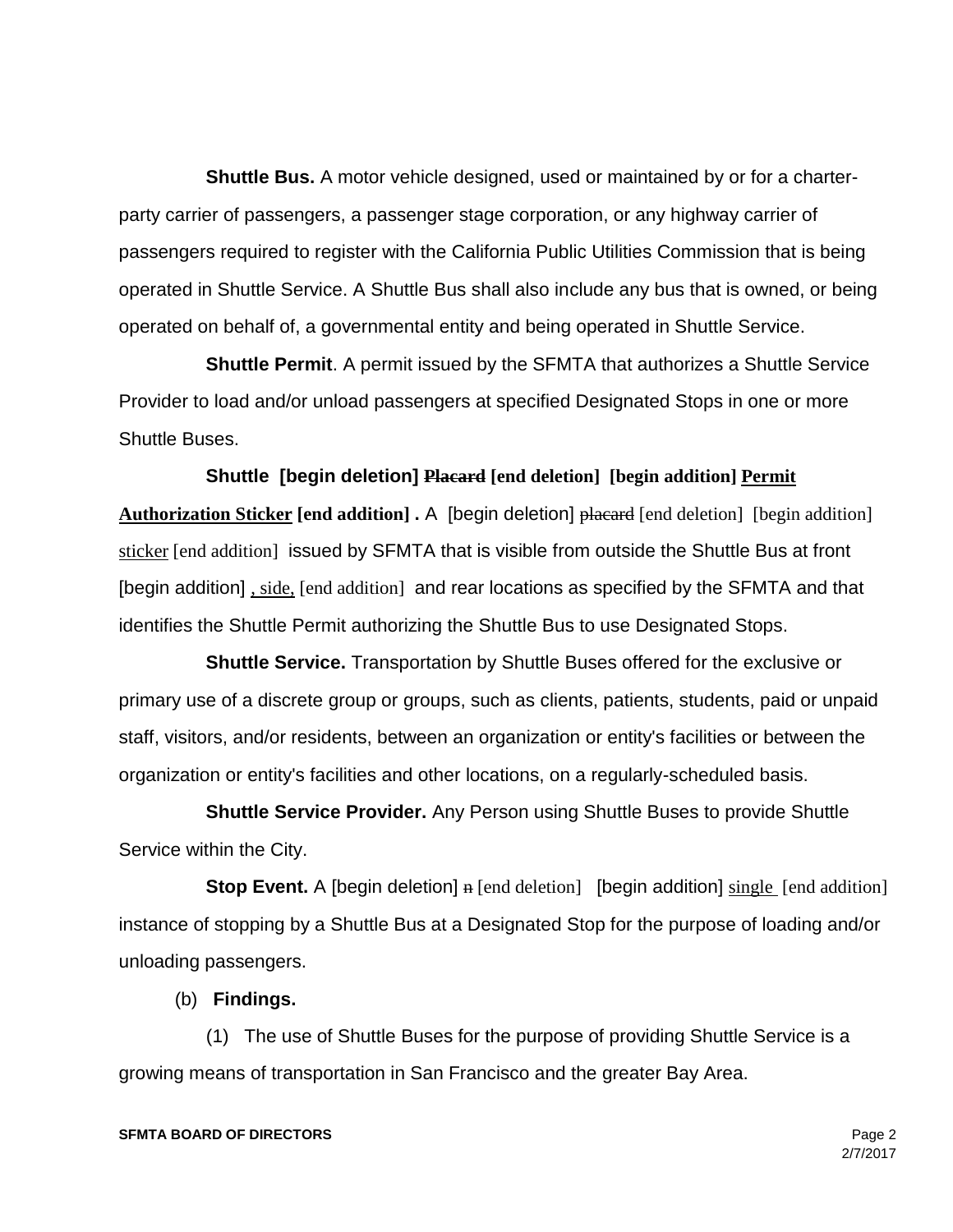**Shuttle Bus.** A motor vehicle designed, used or maintained by or for a charter-party carrier of passengers, a passenger stage corporation, or any highway carrier of passengers required to register with the California Public Utilities Commission that is being operated in Shuttle Service. A Shuttle Bus shall also include any bus that is owned, or being operated on behalf of, a governmental entity and being operated in Shuttle Service.

**Shuttle Permit**. A permit issued by the SFMTA that authorizes a Shuttle Service Provider to load and/or unload passengers at specified Designated Stops in one or more Shuttle Buses.

**Shuttle [begin deletion] ~~Placard~~ [end deletion] [begin addition] Permit Authorization Sticker [end addition] .** A [begin deletion] ~~placard~~ [end deletion] [begin addition] sticker [end addition] issued by SFMTA that is visible from outside the Shuttle Bus at front [begin addition] , side, [end addition] and rear locations as specified by the SFMTA and that identifies the Shuttle Permit authorizing the Shuttle Bus to use Designated Stops.

**Shuttle Service.** Transportation by Shuttle Buses offered for the exclusive or primary use of a discrete group or groups, such as clients, patients, students, paid or unpaid staff, visitors, and/or residents, between an organization or entity's facilities or between the organization or entity's facilities and other locations, on a regularly-scheduled basis.

**Shuttle Service Provider.** Any Person using Shuttle Buses to provide Shuttle Service within the City.

**Stop Event.** A [begin deletion] ~~a~~ [end deletion] [begin addition] single [end addition] instance of stopping by a Shuttle Bus at a Designated Stop for the purpose of loading and/or unloading passengers.

(b) **Findings.**

(1) The use of Shuttle Buses for the purpose of providing Shuttle Service is a growing means of transportation in San Francisco and the greater Bay Area.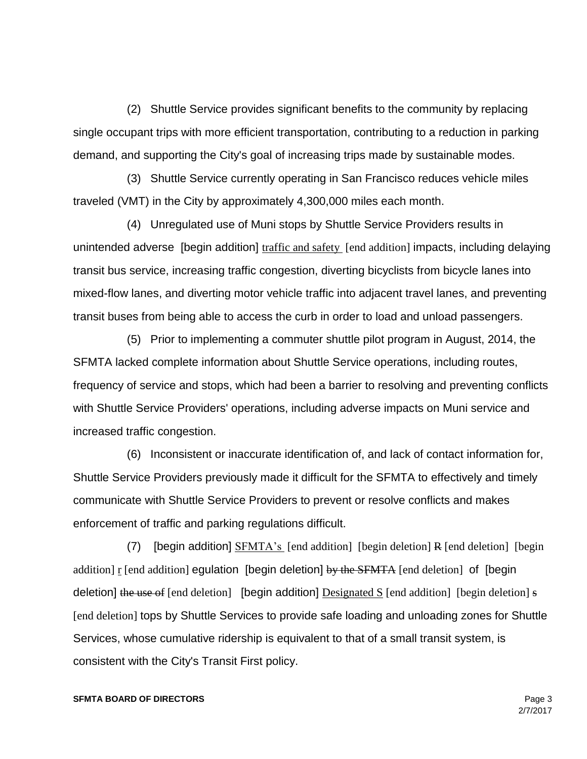(2) Shuttle Service provides significant benefits to the community by replacing single occupant trips with more efficient transportation, contributing to a reduction in parking demand, and supporting the City's goal of increasing trips made by sustainable modes.

(3) Shuttle Service currently operating in San Francisco reduces vehicle miles traveled (VMT) in the City by approximately 4,300,000 miles each month.

(4) Unregulated use of Muni stops by Shuttle Service Providers results in unintended adverse [begin addition] traffic and safety [end addition] impacts, including delaying transit bus service, increasing traffic congestion, diverting bicyclists from bicycle lanes into mixed-flow lanes, and diverting motor vehicle traffic into adjacent travel lanes, and preventing transit buses from being able to access the curb in order to load and unload passengers.

(5) Prior to implementing a commuter shuttle pilot program in August, 2014, the SFMTA lacked complete information about Shuttle Service operations, including routes, frequency of service and stops, which had been a barrier to resolving and preventing conflicts with Shuttle Service Providers' operations, including adverse impacts on Muni service and increased traffic congestion.

(6) Inconsistent or inaccurate identification of, and lack of contact information for, Shuttle Service Providers previously made it difficult for the SFMTA to effectively and timely communicate with Shuttle Service Providers to prevent or resolve conflicts and makes enforcement of traffic and parking regulations difficult.

(7) [begin addition] SFMTA's [end addition] [begin deletion] R [end deletion] [begin addition] r [end addition] egulation [begin deletion] by the SFMTA [end deletion] of [begin deletion] the use of [end deletion] [begin addition] Designated S [end addition] [begin deletion] s [end deletion] tops by Shuttle Services to provide safe loading and unloading zones for Shuttle Services, whose cumulative ridership is equivalent to that of a small transit system, is consistent with the City's Transit First policy.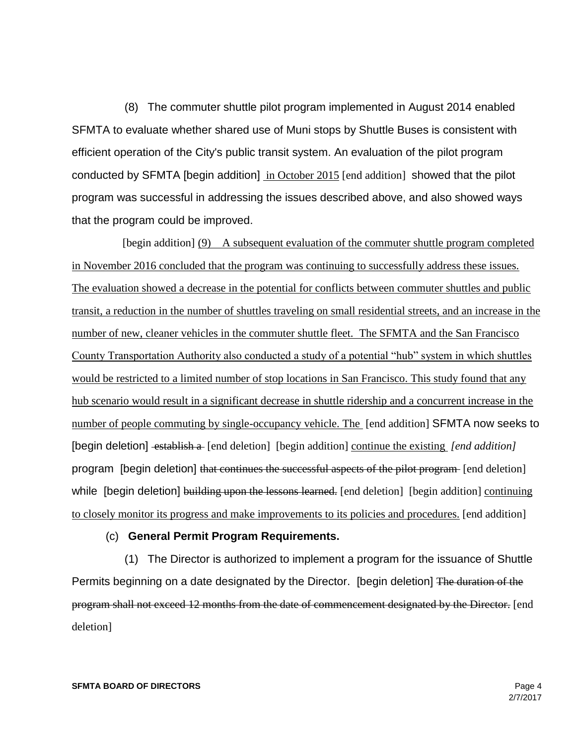(8) The commuter shuttle pilot program implemented in August 2014 enabled SFMTA to evaluate whether shared use of Muni stops by Shuttle Buses is consistent with efficient operation of the City's public transit system. An evaluation of the pilot program conducted by SFMTA [begin addition] in October 2015 [end addition] showed that the pilot program was successful in addressing the issues described above, and also showed ways that the program could be improved.

[begin addition] (9) A subsequent evaluation of the commuter shuttle program completed in November 2016 concluded that the program was continuing to successfully address these issues. The evaluation showed a decrease in the potential for conflicts between commuter shuttles and public transit, a reduction in the number of shuttles traveling on small residential streets, and an increase in the number of new, cleaner vehicles in the commuter shuttle fleet. The SFMTA and the San Francisco County Transportation Authority also conducted a study of a potential "hub" system in which shuttles would be restricted to a limited number of stop locations in San Francisco. This study found that any hub scenario would result in a significant decrease in shuttle ridership and a concurrent increase in the number of people commuting by single-occupancy vehicle. The [end addition] SFMTA now seeks to [begin deletion] ~~establish a~~ [end deletion] [begin addition] continue the existing *[end addition]* program [begin deletion] ~~that continues the successful aspects of the pilot program~~ [end deletion] while [begin deletion] ~~building upon the lessons learned.~~ [end deletion] [begin addition] continuing to closely monitor its progress and make improvements to its policies and procedures. [end addition]

(c) **General Permit Program Requirements.**

(1) The Director is authorized to implement a program for the issuance of Shuttle Permits beginning on a date designated by the Director. [begin deletion] ~~The duration of the program shall not exceed 12 months from the date of commencement designated by the Director.~~ [end deletion]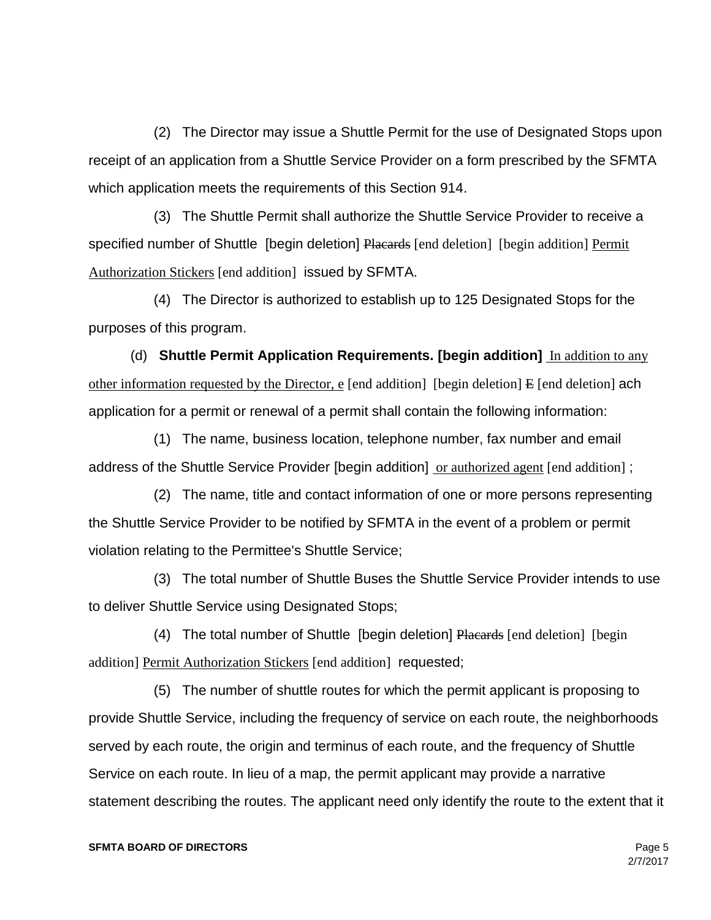(2) The Director may issue a Shuttle Permit for the use of Designated Stops upon receipt of an application from a Shuttle Service Provider on a form prescribed by the SFMTA which application meets the requirements of this Section 914.

(3) The Shuttle Permit shall authorize the Shuttle Service Provider to receive a specified number of Shuttle [begin deletion] ~~Placards~~ [end deletion] [begin addition] Permit Authorization Stickers [end addition] issued by SFMTA.

(4) The Director is authorized to establish up to 125 Designated Stops for the purposes of this program.

(d) **Shuttle Permit Application Requirements. [begin addition]** In addition to any other information requested by the Director, e [end addition] [begin deletion] ~~E~~ [end deletion] ach application for a permit or renewal of a permit shall contain the following information:

(1) The name, business location, telephone number, fax number and email address of the Shuttle Service Provider [begin addition] or authorized agent [end addition] ;

(2) The name, title and contact information of one or more persons representing the Shuttle Service Provider to be notified by SFMTA in the event of a problem or permit violation relating to the Permittee's Shuttle Service;

(3) The total number of Shuttle Buses the Shuttle Service Provider intends to use to deliver Shuttle Service using Designated Stops;

(4) The total number of Shuttle [begin deletion] ~~Placards~~ [end deletion] [begin addition] Permit Authorization Stickers [end addition] requested;

(5) The number of shuttle routes for which the permit applicant is proposing to provide Shuttle Service, including the frequency of service on each route, the neighborhoods served by each route, the origin and terminus of each route, and the frequency of Shuttle Service on each route. In lieu of a map, the permit applicant may provide a narrative statement describing the routes. The applicant need only identify the route to the extent that it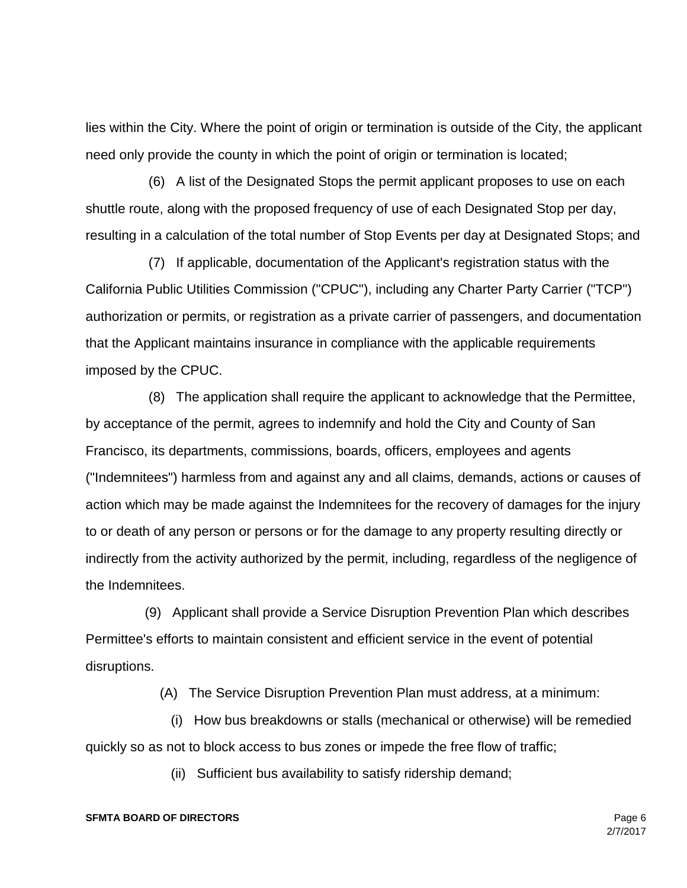lies within the City. Where the point of origin or termination is outside of the City, the applicant need only provide the county in which the point of origin or termination is located;

(6) A list of the Designated Stops the permit applicant proposes to use on each shuttle route, along with the proposed frequency of use of each Designated Stop per day, resulting in a calculation of the total number of Stop Events per day at Designated Stops; and

(7) If applicable, documentation of the Applicant's registration status with the California Public Utilities Commission ("CPUC"), including any Charter Party Carrier ("TCP") authorization or permits, or registration as a private carrier of passengers, and documentation that the Applicant maintains insurance in compliance with the applicable requirements imposed by the CPUC.

(8) The application shall require the applicant to acknowledge that the Permittee, by acceptance of the permit, agrees to indemnify and hold the City and County of San Francisco, its departments, commissions, boards, officers, employees and agents ("Indemnitees") harmless from and against any and all claims, demands, actions or causes of action which may be made against the Indemnitees for the recovery of damages for the injury to or death of any person or persons or for the damage to any property resulting directly or indirectly from the activity authorized by the permit, including, regardless of the negligence of the Indemnitees.

(9) Applicant shall provide a Service Disruption Prevention Plan which describes Permittee's efforts to maintain consistent and efficient service in the event of potential disruptions.

(A) The Service Disruption Prevention Plan must address, at a minimum:

(i) How bus breakdowns or stalls (mechanical or otherwise) will be remedied quickly so as not to block access to bus zones or impede the free flow of traffic;

(ii) Sufficient bus availability to satisfy ridership demand;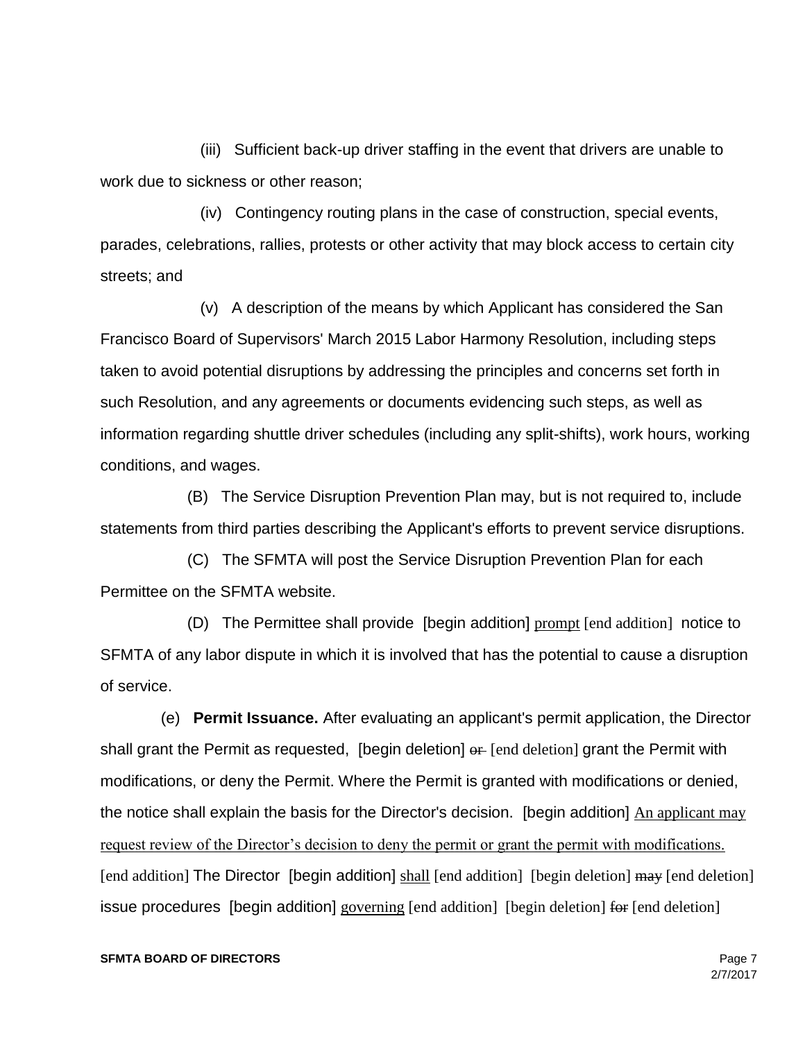(iii) Sufficient back-up driver staffing in the event that drivers are unable to work due to sickness or other reason;

(iv) Contingency routing plans in the case of construction, special events, parades, celebrations, rallies, protests or other activity that may block access to certain city streets; and

(v) A description of the means by which Applicant has considered the San Francisco Board of Supervisors' March 2015 Labor Harmony Resolution, including steps taken to avoid potential disruptions by addressing the principles and concerns set forth in such Resolution, and any agreements or documents evidencing such steps, as well as information regarding shuttle driver schedules (including any split-shifts), work hours, working conditions, and wages.

(B) The Service Disruption Prevention Plan may, but is not required to, include statements from third parties describing the Applicant's efforts to prevent service disruptions.

(C) The SFMTA will post the Service Disruption Prevention Plan for each Permittee on the SFMTA website.

(D) The Permittee shall provide [begin addition] prompt [end addition] notice to SFMTA of any labor dispute in which it is involved that has the potential to cause a disruption of service.

(e) **Permit Issuance.** After evaluating an applicant's permit application, the Director shall grant the Permit as requested, [begin deletion] ~~or~~ [end deletion] grant the Permit with modifications, or deny the Permit. Where the Permit is granted with modifications or denied, the notice shall explain the basis for the Director's decision. [begin addition] An applicant may request review of the Director's decision to deny the permit or grant the permit with modifications. [end addition] The Director [begin addition] shall [end addition] [begin deletion] ~~may~~ [end deletion] issue procedures [begin addition] governing [end addition] [begin deletion] ~~for~~ [end deletion]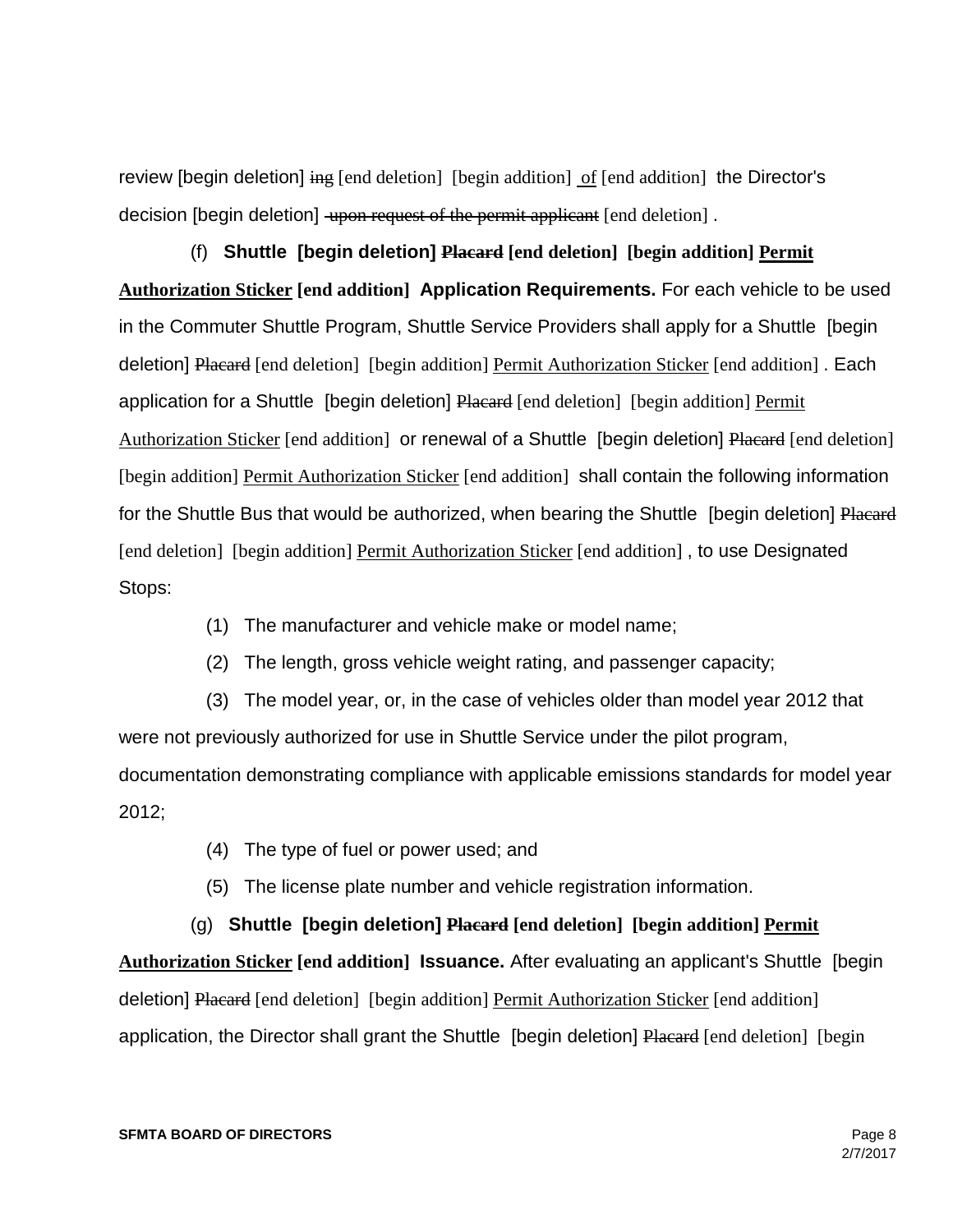review [begin deletion] ing [end deletion] [begin addition] of [end addition] the Director's decision [begin deletion] upon request of the permit applicant [end deletion] .

(f) **Shuttle [begin deletion] Placard [end deletion] [begin addition] Permit Authorization Sticker [end addition] Application Requirements.** For each vehicle to be used in the Commuter Shuttle Program, Shuttle Service Providers shall apply for a Shuttle [begin deletion] Placard [end deletion] [begin addition] Permit Authorization Sticker [end addition] . Each application for a Shuttle [begin deletion] Placard [end deletion] [begin addition] Permit Authorization Sticker [end addition] or renewal of a Shuttle [begin deletion] Placard [end deletion] [begin addition] Permit Authorization Sticker [end addition] shall contain the following information for the Shuttle Bus that would be authorized, when bearing the Shuttle [begin deletion] Placard [end deletion] [begin addition] Permit Authorization Sticker [end addition] , to use Designated Stops:

(1) The manufacturer and vehicle make or model name;

(2) The length, gross vehicle weight rating, and passenger capacity;

(3) The model year, or, in the case of vehicles older than model year 2012 that were not previously authorized for use in Shuttle Service under the pilot program, documentation demonstrating compliance with applicable emissions standards for model year 2012;

(4) The type of fuel or power used; and

(5) The license plate number and vehicle registration information.

(g) **Shuttle [begin deletion] Placard [end deletion] [begin addition] Permit Authorization Sticker [end addition] Issuance.** After evaluating an applicant's Shuttle [begin deletion] Placard [end deletion] [begin addition] Permit Authorization Sticker [end addition] application, the Director shall grant the Shuttle [begin deletion] Placard [end deletion] [begin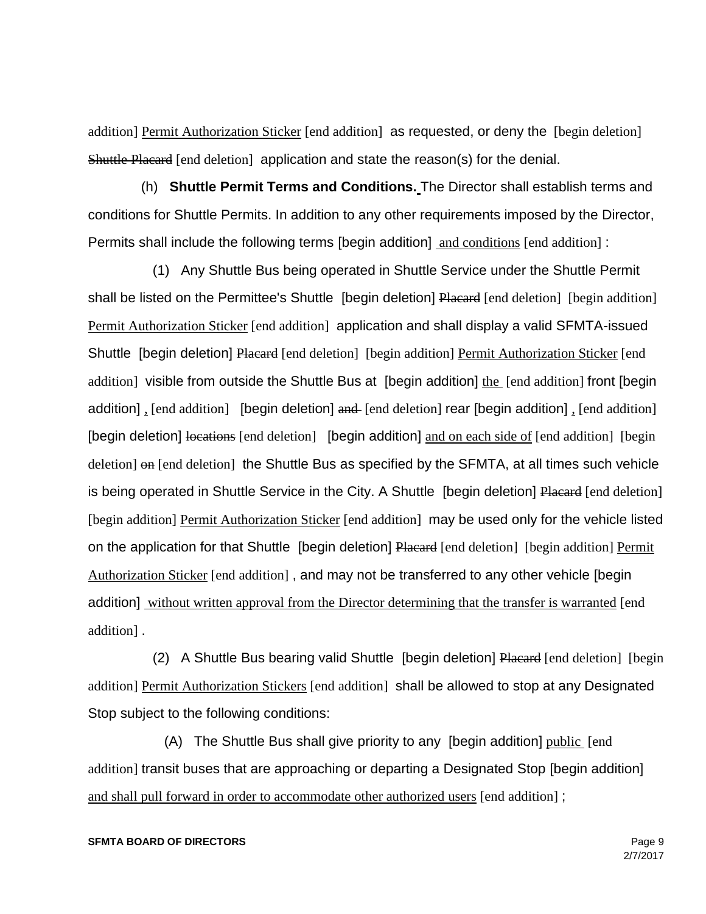addition] Permit Authorization Sticker [end addition] as requested, or deny the [begin deletion] Shuttle Placard [end deletion] application and state the reason(s) for the denial.

(h) **Shuttle Permit Terms and Conditions.** The Director shall establish terms and conditions for Shuttle Permits. In addition to any other requirements imposed by the Director, Permits shall include the following terms [begin addition] and conditions [end addition] :

(1) Any Shuttle Bus being operated in Shuttle Service under the Shuttle Permit shall be listed on the Permittee's Shuttle [begin deletion] Placard [end deletion] [begin addition] Permit Authorization Sticker [end addition] application and shall display a valid SFMTA-issued Shuttle [begin deletion] Placard [end deletion] [begin addition] Permit Authorization Sticker [end addition] visible from outside the Shuttle Bus at [begin addition] the [end addition] front [begin addition] , [end addition] [begin deletion] and [end deletion] rear [begin addition] , [end addition] [begin deletion] locations [end deletion] [begin addition] and on each side of [end addition] [begin deletion] on [end deletion] the Shuttle Bus as specified by the SFMTA, at all times such vehicle is being operated in Shuttle Service in the City. A Shuttle [begin deletion] Placard [end deletion] [begin addition] Permit Authorization Sticker [end addition] may be used only for the vehicle listed on the application for that Shuttle [begin deletion] Placard [end deletion] [begin addition] Permit Authorization Sticker [end addition] , and may not be transferred to any other vehicle [begin addition] without written approval from the Director determining that the transfer is warranted [end addition] .

(2) A Shuttle Bus bearing valid Shuttle [begin deletion] Placard [end deletion] [begin addition] Permit Authorization Stickers [end addition] shall be allowed to stop at any Designated Stop subject to the following conditions:

(A) The Shuttle Bus shall give priority to any [begin addition] public [end addition] transit buses that are approaching or departing a Designated Stop [begin addition] and shall pull forward in order to accommodate other authorized users [end addition] ;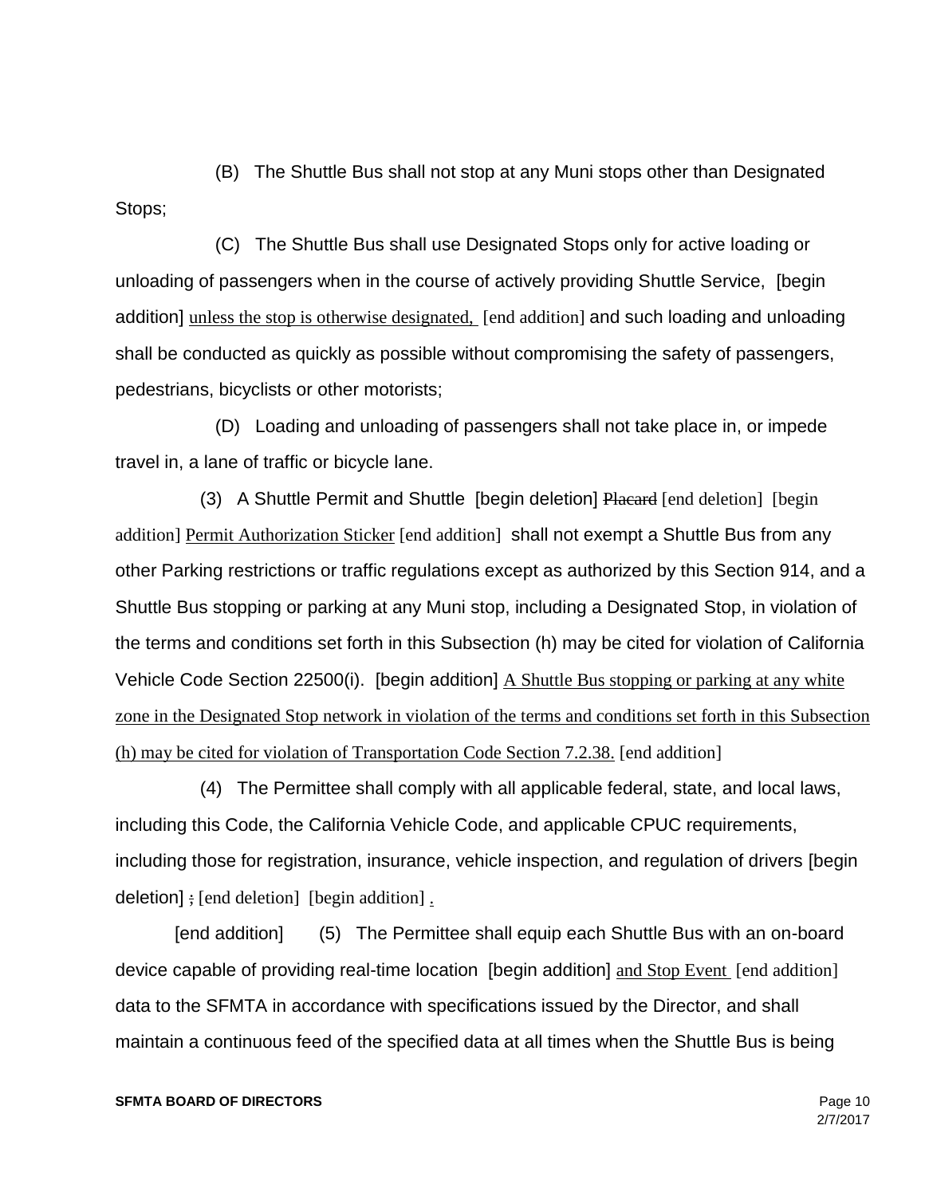(B) The Shuttle Bus shall not stop at any Muni stops other than Designated Stops;

(C) The Shuttle Bus shall use Designated Stops only for active loading or unloading of passengers when in the course of actively providing Shuttle Service, [begin addition] unless the stop is otherwise designated, [end addition] and such loading and unloading shall be conducted as quickly as possible without compromising the safety of passengers, pedestrians, bicyclists or other motorists;

(D) Loading and unloading of passengers shall not take place in, or impede travel in, a lane of traffic or bicycle lane.

(3) A Shuttle Permit and Shuttle [begin deletion] ~~Placard~~ [end deletion] [begin addition] Permit Authorization Sticker [end addition] shall not exempt a Shuttle Bus from any other Parking restrictions or traffic regulations except as authorized by this Section 914, and a Shuttle Bus stopping or parking at any Muni stop, including a Designated Stop, in violation of the terms and conditions set forth in this Subsection (h) may be cited for violation of California Vehicle Code Section 22500(i). [begin addition] A Shuttle Bus stopping or parking at any white zone in the Designated Stop network in violation of the terms and conditions set forth in this Subsection (h) may be cited for violation of Transportation Code Section 7.2.38. [end addition]

(4) The Permittee shall comply with all applicable federal, state, and local laws, including this Code, the California Vehicle Code, and applicable CPUC requirements, including those for registration, insurance, vehicle inspection, and regulation of drivers [begin deletion] ~~;~~ [end deletion] [begin addition] . [end addition]

(5) The Permittee shall equip each Shuttle Bus with an on-board device capable of providing real-time location [begin addition] and Stop Event [end addition] data to the SFMTA in accordance with specifications issued by the Director, and shall maintain a continuous feed of the specified data at all times when the Shuttle Bus is being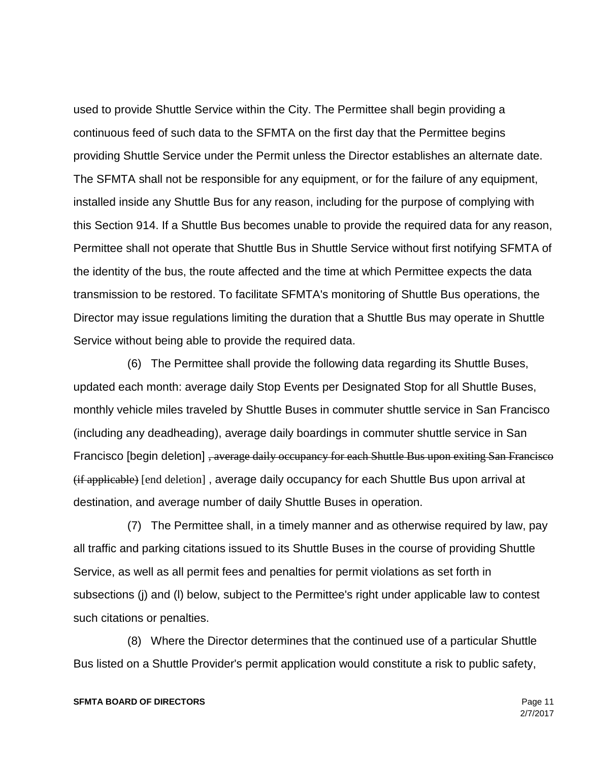used to provide Shuttle Service within the City. The Permittee shall begin providing a continuous feed of such data to the SFMTA on the first day that the Permittee begins providing Shuttle Service under the Permit unless the Director establishes an alternate date. The SFMTA shall not be responsible for any equipment, or for the failure of any equipment, installed inside any Shuttle Bus for any reason, including for the purpose of complying with this Section 914. If a Shuttle Bus becomes unable to provide the required data for any reason, Permittee shall not operate that Shuttle Bus in Shuttle Service without first notifying SFMTA of the identity of the bus, the route affected and the time at which Permittee expects the data transmission to be restored. To facilitate SFMTA's monitoring of Shuttle Bus operations, the Director may issue regulations limiting the duration that a Shuttle Bus may operate in Shuttle Service without being able to provide the required data.

(6) The Permittee shall provide the following data regarding its Shuttle Buses, updated each month: average daily Stop Events per Designated Stop for all Shuttle Buses, monthly vehicle miles traveled by Shuttle Buses in commuter shuttle service in San Francisco (including any deadheading), average daily boardings in commuter shuttle service in San Francisco [begin deletion] ~~, average daily occupancy for each Shuttle Bus upon exiting San Francisco (if applicable)~~ [end deletion] , average daily occupancy for each Shuttle Bus upon arrival at destination, and average number of daily Shuttle Buses in operation.

(7) The Permittee shall, in a timely manner and as otherwise required by law, pay all traffic and parking citations issued to its Shuttle Buses in the course of providing Shuttle Service, as well as all permit fees and penalties for permit violations as set forth in subsections (j) and (l) below, subject to the Permittee's right under applicable law to contest such citations or penalties.

(8) Where the Director determines that the continued use of a particular Shuttle Bus listed on a Shuttle Provider's permit application would constitute a risk to public safety,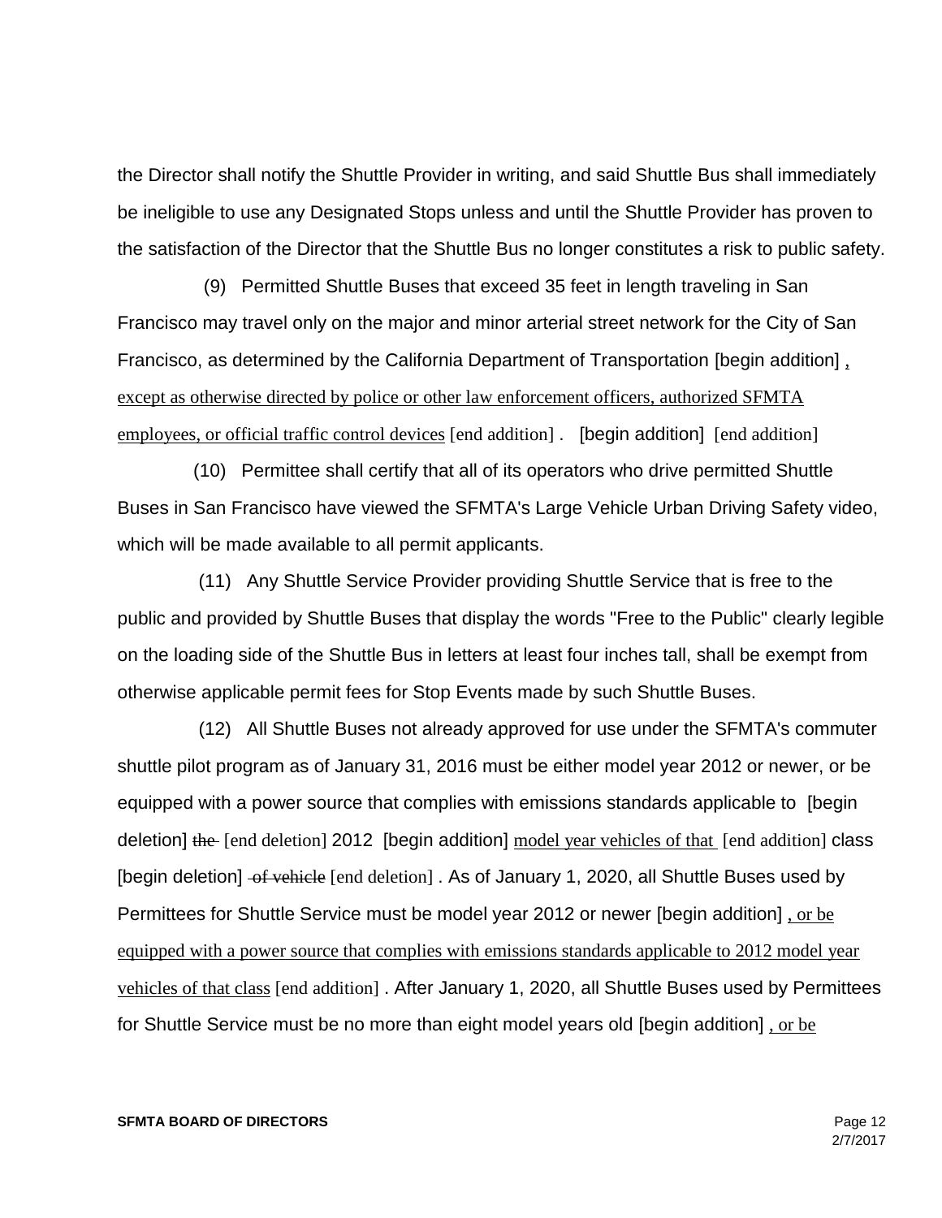the Director shall notify the Shuttle Provider in writing, and said Shuttle Bus shall immediately be ineligible to use any Designated Stops unless and until the Shuttle Provider has proven to the satisfaction of the Director that the Shuttle Bus no longer constitutes a risk to public safety.

(9) Permitted Shuttle Buses that exceed 35 feet in length traveling in San Francisco may travel only on the major and minor arterial street network for the City of San Francisco, as determined by the California Department of Transportation [begin addition] , except as otherwise directed by police or other law enforcement officers, authorized SFMTA employees, or official traffic control devices [end addition] . [begin addition] [end addition]

(10) Permittee shall certify that all of its operators who drive permitted Shuttle Buses in San Francisco have viewed the SFMTA's Large Vehicle Urban Driving Safety video, which will be made available to all permit applicants.

(11) Any Shuttle Service Provider providing Shuttle Service that is free to the public and provided by Shuttle Buses that display the words "Free to the Public" clearly legible on the loading side of the Shuttle Bus in letters at least four inches tall, shall be exempt from otherwise applicable permit fees for Stop Events made by such Shuttle Buses.

(12) All Shuttle Buses not already approved for use under the SFMTA's commuter shuttle pilot program as of January 31, 2016 must be either model year 2012 or newer, or be equipped with a power source that complies with emissions standards applicable to [begin deletion] ~~the~~ [end deletion] 2012 [begin addition] model year vehicles of that [end addition] class [begin deletion] ~~of vehicle~~ [end deletion] . As of January 1, 2020, all Shuttle Buses used by Permittees for Shuttle Service must be model year 2012 or newer [begin addition] , or be equipped with a power source that complies with emissions standards applicable to 2012 model year vehicles of that class [end addition] . After January 1, 2020, all Shuttle Buses used by Permittees for Shuttle Service must be no more than eight model years old [begin addition] , or be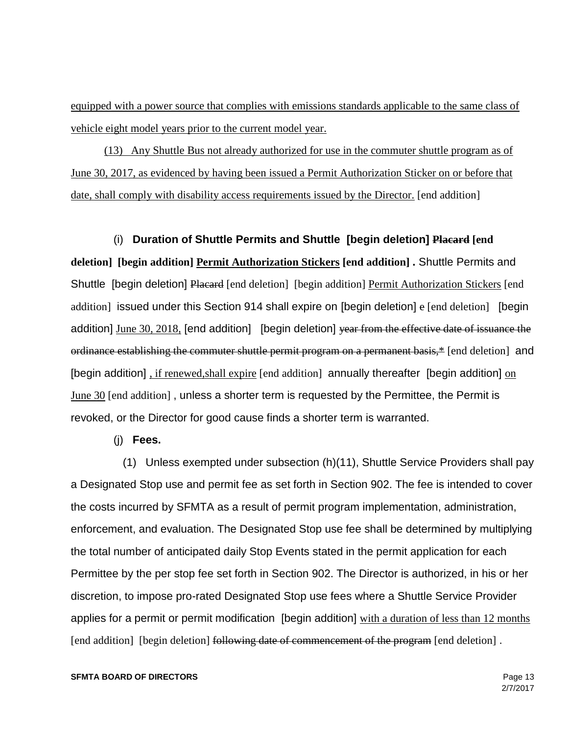equipped with a power source that complies with emissions standards applicable to the same class of vehicle eight model years prior to the current model year.

(13) Any Shuttle Bus not already authorized for use in the commuter shuttle program as of June 30, 2017, as evidenced by having been issued a Permit Authorization Sticker on or before that date, shall comply with disability access requirements issued by the Director. [end addition]

(i) **Duration of Shuttle Permits and Shuttle [begin deletion] ~~Placard~~ [end deletion] [begin addition] Permit Authorization Stickers [end addition] .** Shuttle Permits and Shuttle [begin deletion] ~~Placard~~ [end deletion] [begin addition] Permit Authorization Stickers [end addition] issued under this Section 914 shall expire on [begin deletion] e [end deletion] [begin addition] June 30, 2018, [end addition] [begin deletion] ~~year from the effective date of issuance the ordinance establishing the commuter shuttle permit program on a permanent basis,*~~ [end deletion] and [begin addition] , if renewed,shall expire [end addition] annually thereafter [begin addition] on June 30 [end addition] , unless a shorter term is requested by the Permittee, the Permit is revoked, or the Director for good cause finds a shorter term is warranted.

(j) **Fees.**

(1) Unless exempted under subsection (h)(11), Shuttle Service Providers shall pay a Designated Stop use and permit fee as set forth in Section 902. The fee is intended to cover the costs incurred by SFMTA as a result of permit program implementation, administration, enforcement, and evaluation. The Designated Stop use fee shall be determined by multiplying the total number of anticipated daily Stop Events stated in the permit application for each Permittee by the per stop fee set forth in Section 902. The Director is authorized, in his or her discretion, to impose pro-rated Designated Stop use fees where a Shuttle Service Provider applies for a permit or permit modification [begin addition] with a duration of less than 12 months [end addition] [begin deletion] ~~following date of commencement of the program~~ [end deletion] .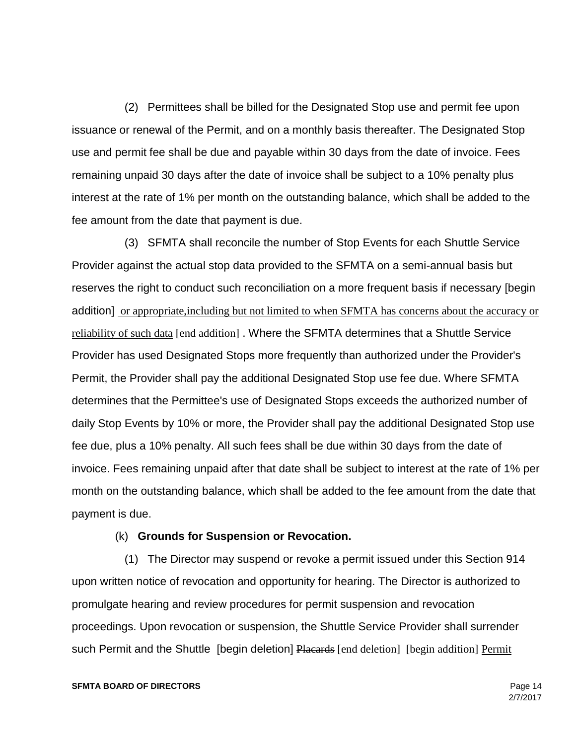(2) Permittees shall be billed for the Designated Stop use and permit fee upon issuance or renewal of the Permit, and on a monthly basis thereafter. The Designated Stop use and permit fee shall be due and payable within 30 days from the date of invoice. Fees remaining unpaid 30 days after the date of invoice shall be subject to a 10% penalty plus interest at the rate of 1% per month on the outstanding balance, which shall be added to the fee amount from the date that payment is due.

(3) SFMTA shall reconcile the number of Stop Events for each Shuttle Service Provider against the actual stop data provided to the SFMTA on a semi-annual basis but reserves the right to conduct such reconciliation on a more frequent basis if necessary [begin addition] or appropriate,including but not limited to when SFMTA has concerns about the accuracy or reliability of such data [end addition] . Where the SFMTA determines that a Shuttle Service Provider has used Designated Stops more frequently than authorized under the Provider's Permit, the Provider shall pay the additional Designated Stop use fee due. Where SFMTA determines that the Permittee's use of Designated Stops exceeds the authorized number of daily Stop Events by 10% or more, the Provider shall pay the additional Designated Stop use fee due, plus a 10% penalty. All such fees shall be due within 30 days from the date of invoice. Fees remaining unpaid after that date shall be subject to interest at the rate of 1% per month on the outstanding balance, which shall be added to the fee amount from the date that payment is due.

(k) **Grounds for Suspension or Revocation.**

(1) The Director may suspend or revoke a permit issued under this Section 914 upon written notice of revocation and opportunity for hearing. The Director is authorized to promulgate hearing and review procedures for permit suspension and revocation proceedings. Upon revocation or suspension, the Shuttle Service Provider shall surrender such Permit and the Shuttle [begin deletion] ~~Placards~~ [end deletion] [begin addition] Permit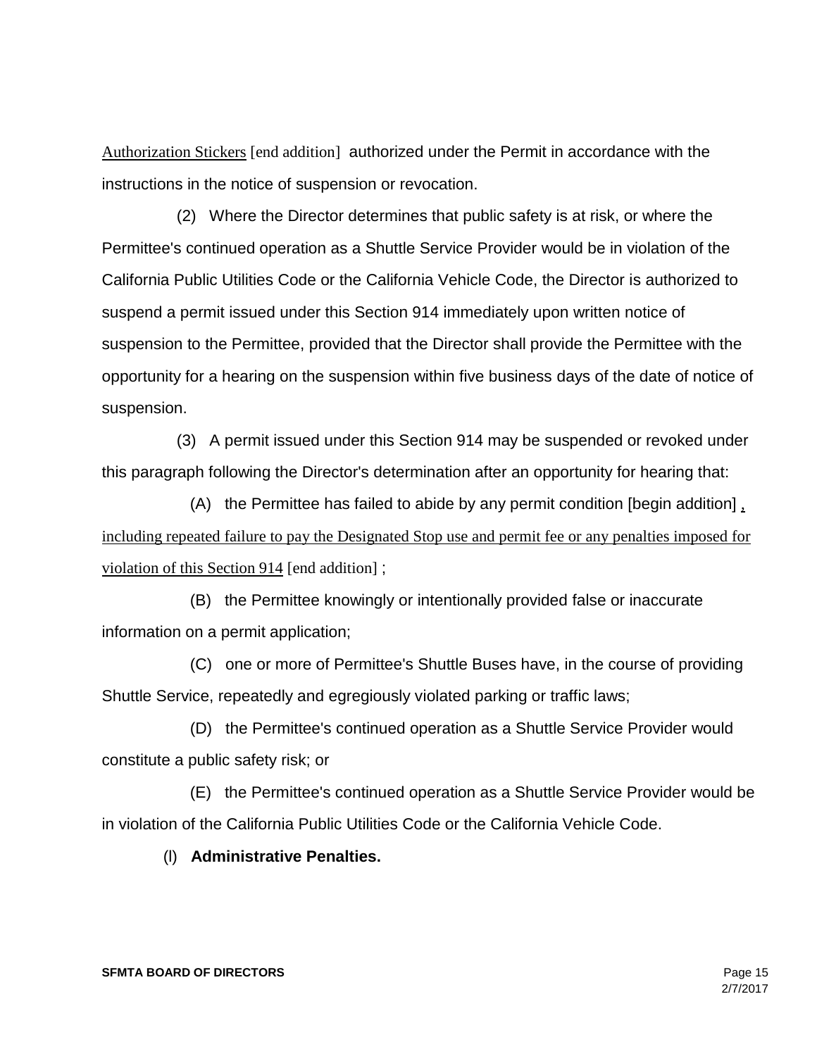Authorization Stickers [end addition] authorized under the Permit in accordance with the instructions in the notice of suspension or revocation.

(2) Where the Director determines that public safety is at risk, or where the Permittee's continued operation as a Shuttle Service Provider would be in violation of the California Public Utilities Code or the California Vehicle Code, the Director is authorized to suspend a permit issued under this Section 914 immediately upon written notice of suspension to the Permittee, provided that the Director shall provide the Permittee with the opportunity for a hearing on the suspension within five business days of the date of notice of suspension.

(3) A permit issued under this Section 914 may be suspended or revoked under this paragraph following the Director's determination after an opportunity for hearing that:

(A) the Permittee has failed to abide by any permit condition [begin addition] , including repeated failure to pay the Designated Stop use and permit fee or any penalties imposed for violation of this Section 914 [end addition] ;

(B) the Permittee knowingly or intentionally provided false or inaccurate information on a permit application;

(C) one or more of Permittee's Shuttle Buses have, in the course of providing Shuttle Service, repeatedly and egregiously violated parking or traffic laws;

(D) the Permittee's continued operation as a Shuttle Service Provider would constitute a public safety risk; or

(E) the Permittee's continued operation as a Shuttle Service Provider would be in violation of the California Public Utilities Code or the California Vehicle Code.

(l) **Administrative Penalties.**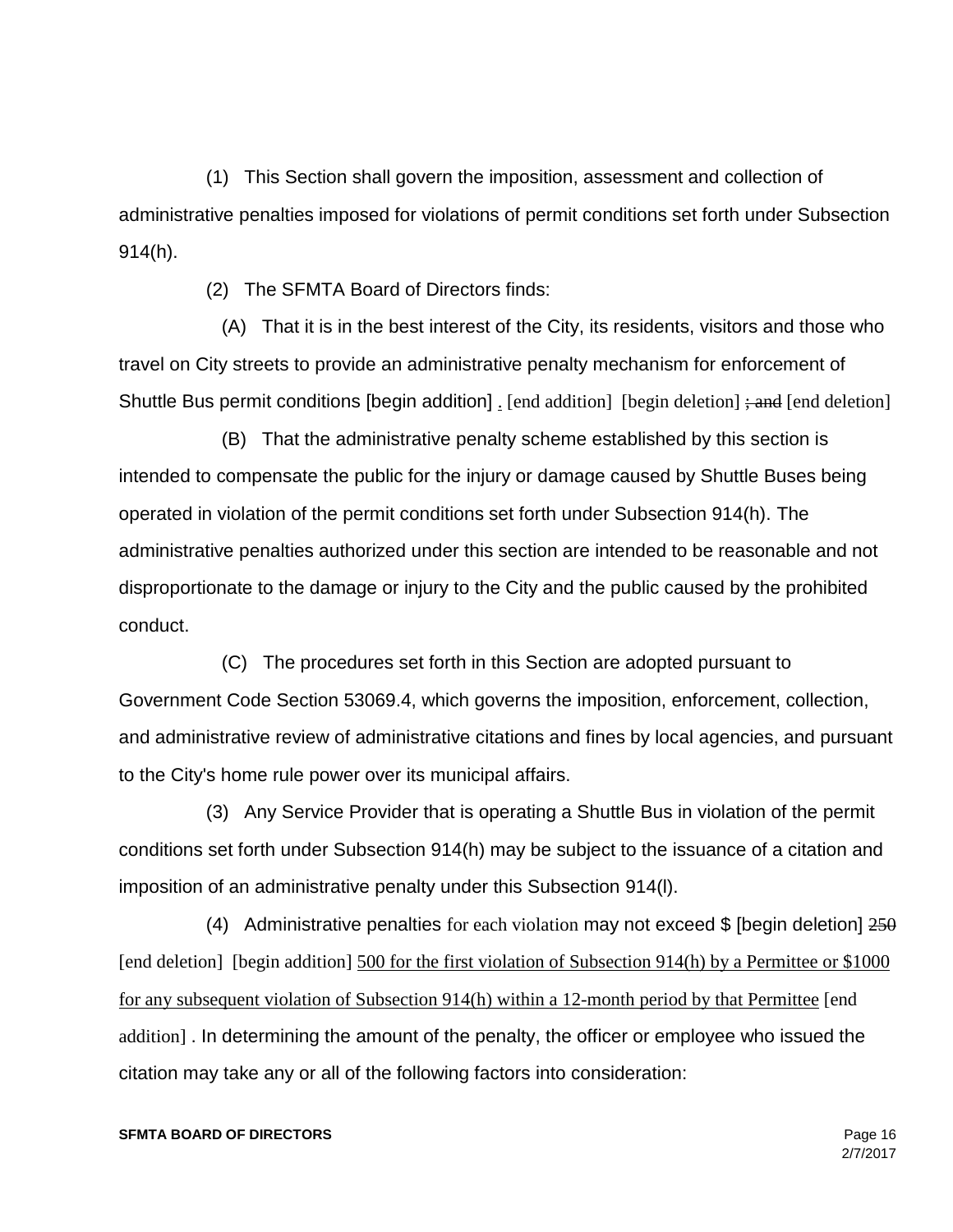(1) This Section shall govern the imposition, assessment and collection of administrative penalties imposed for violations of permit conditions set forth under Subsection 914(h).

(2) The SFMTA Board of Directors finds:

(A) That it is in the best interest of the City, its residents, visitors and those who travel on City streets to provide an administrative penalty mechanism for enforcement of Shuttle Bus permit conditions [begin addition] . [end addition] [begin deletion] ; and [end deletion]

(B) That the administrative penalty scheme established by this section is intended to compensate the public for the injury or damage caused by Shuttle Buses being operated in violation of the permit conditions set forth under Subsection 914(h). The administrative penalties authorized under this section are intended to be reasonable and not disproportionate to the damage or injury to the City and the public caused by the prohibited conduct.

(C) The procedures set forth in this Section are adopted pursuant to Government Code Section 53069.4, which governs the imposition, enforcement, collection, and administrative review of administrative citations and fines by local agencies, and pursuant to the City's home rule power over its municipal affairs.

(3) Any Service Provider that is operating a Shuttle Bus in violation of the permit conditions set forth under Subsection 914(h) may be subject to the issuance of a citation and imposition of an administrative penalty under this Subsection 914(l).

(4) Administrative penalties for each violation may not exceed $ [begin deletion] ~~250~~ [end deletion] [begin addition] <u>500 for the first violation of Subsection 914(h) by a Permittee or $1000 for any subsequent violation of Subsection 914(h) within a 12-month period by that Permittee</u> [end addition] . In determining the amount of the penalty, the officer or employee who issued the citation may take any or all of the following factors into consideration: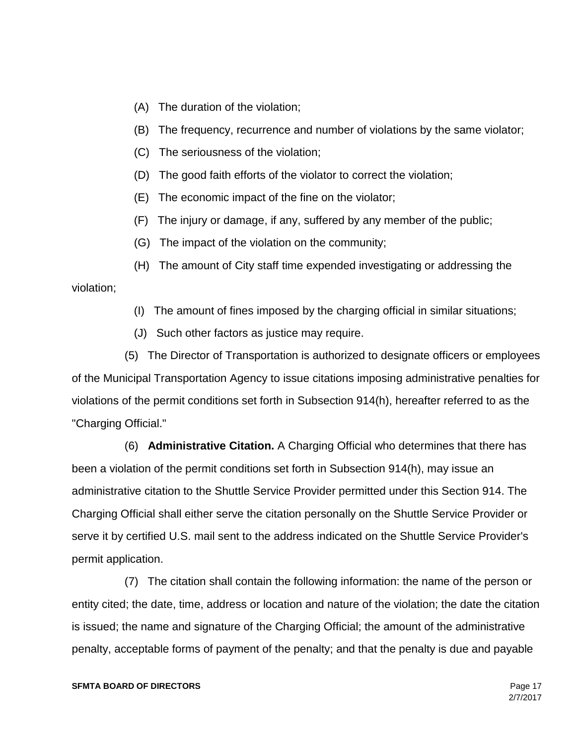(A) The duration of the violation;

(B) The frequency, recurrence and number of violations by the same violator;

(C) The seriousness of the violation;

(D) The good faith efforts of the violator to correct the violation;

(E) The economic impact of the fine on the violator;

(F) The injury or damage, if any, suffered by any member of the public;

(G) The impact of the violation on the community;

(H) The amount of City staff time expended investigating or addressing the violation;

(I) The amount of fines imposed by the charging official in similar situations;

(J) Such other factors as justice may require.

(5) The Director of Transportation is authorized to designate officers or employees of the Municipal Transportation Agency to issue citations imposing administrative penalties for violations of the permit conditions set forth in Subsection 914(h), hereafter referred to as the "Charging Official."

(6) **Administrative Citation.** A Charging Official who determines that there has been a violation of the permit conditions set forth in Subsection 914(h), may issue an administrative citation to the Shuttle Service Provider permitted under this Section 914. The Charging Official shall either serve the citation personally on the Shuttle Service Provider or serve it by certified U.S. mail sent to the address indicated on the Shuttle Service Provider's permit application.

(7) The citation shall contain the following information: the name of the person or entity cited; the date, time, address or location and nature of the violation; the date the citation is issued; the name and signature of the Charging Official; the amount of the administrative penalty, acceptable forms of payment of the penalty; and that the penalty is due and payable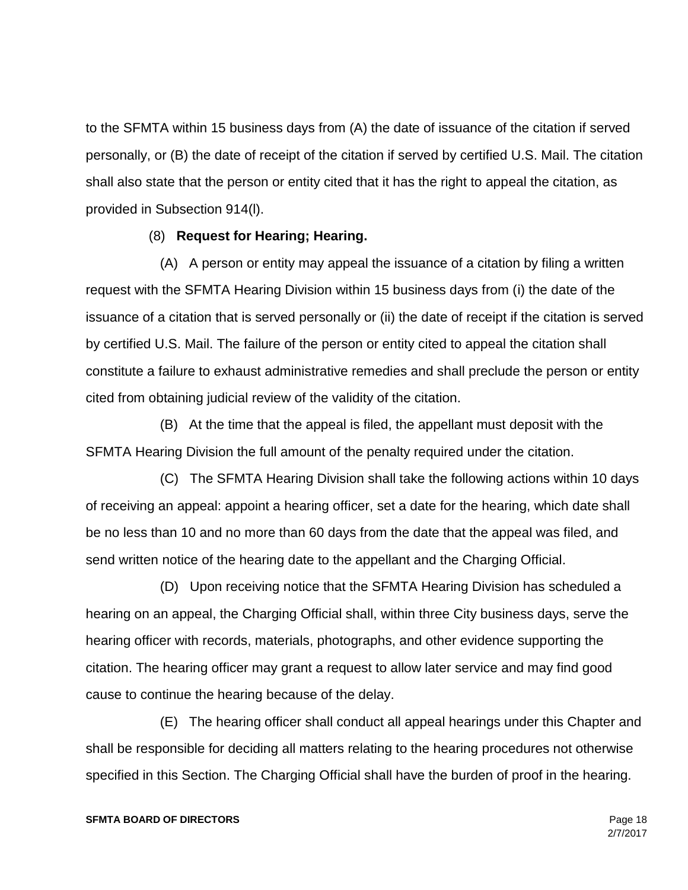to the SFMTA within 15 business days from (A) the date of issuance of the citation if served personally, or (B) the date of receipt of the citation if served by certified U.S. Mail. The citation shall also state that the person or entity cited that it has the right to appeal the citation, as provided in Subsection 914(l).

(8) **Request for Hearing; Hearing.**

(A) A person or entity may appeal the issuance of a citation by filing a written request with the SFMTA Hearing Division within 15 business days from (i) the date of the issuance of a citation that is served personally or (ii) the date of receipt if the citation is served by certified U.S. Mail. The failure of the person or entity cited to appeal the citation shall constitute a failure to exhaust administrative remedies and shall preclude the person or entity cited from obtaining judicial review of the validity of the citation.

(B) At the time that the appeal is filed, the appellant must deposit with the SFMTA Hearing Division the full amount of the penalty required under the citation.

(C) The SFMTA Hearing Division shall take the following actions within 10 days of receiving an appeal: appoint a hearing officer, set a date for the hearing, which date shall be no less than 10 and no more than 60 days from the date that the appeal was filed, and send written notice of the hearing date to the appellant and the Charging Official.

(D) Upon receiving notice that the SFMTA Hearing Division has scheduled a hearing on an appeal, the Charging Official shall, within three City business days, serve the hearing officer with records, materials, photographs, and other evidence supporting the citation. The hearing officer may grant a request to allow later service and may find good cause to continue the hearing because of the delay.

(E) The hearing officer shall conduct all appeal hearings under this Chapter and shall be responsible for deciding all matters relating to the hearing procedures not otherwise specified in this Section. The Charging Official shall have the burden of proof in the hearing.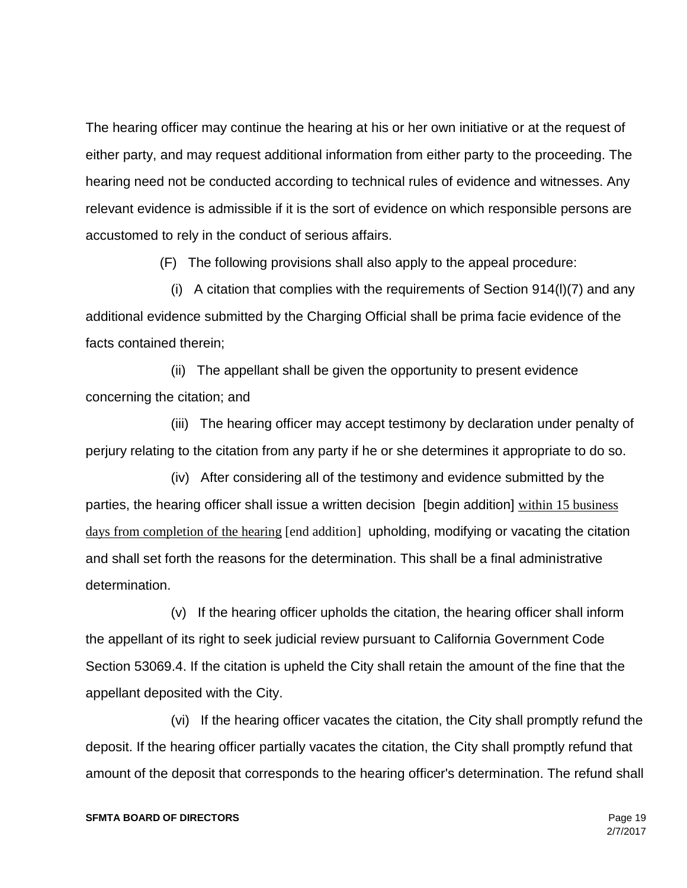The hearing officer may continue the hearing at his or her own initiative or at the request of either party, and may request additional information from either party to the proceeding. The hearing need not be conducted according to technical rules of evidence and witnesses. Any relevant evidence is admissible if it is the sort of evidence on which responsible persons are accustomed to rely in the conduct of serious affairs.

(F) The following provisions shall also apply to the appeal procedure:

(i) A citation that complies with the requirements of Section 914(l)(7) and any additional evidence submitted by the Charging Official shall be prima facie evidence of the facts contained therein;

(ii) The appellant shall be given the opportunity to present evidence concerning the citation; and

(iii) The hearing officer may accept testimony by declaration under penalty of perjury relating to the citation from any party if he or she determines it appropriate to do so.

(iv) After considering all of the testimony and evidence submitted by the parties, the hearing officer shall issue a written decision [begin addition] within 15 business days from completion of the hearing [end addition] upholding, modifying or vacating the citation and shall set forth the reasons for the determination. This shall be a final administrative determination.

(v) If the hearing officer upholds the citation, the hearing officer shall inform the appellant of its right to seek judicial review pursuant to California Government Code Section 53069.4. If the citation is upheld the City shall retain the amount of the fine that the appellant deposited with the City.

(vi) If the hearing officer vacates the citation, the City shall promptly refund the deposit. If the hearing officer partially vacates the citation, the City shall promptly refund that amount of the deposit that corresponds to the hearing officer's determination. The refund shall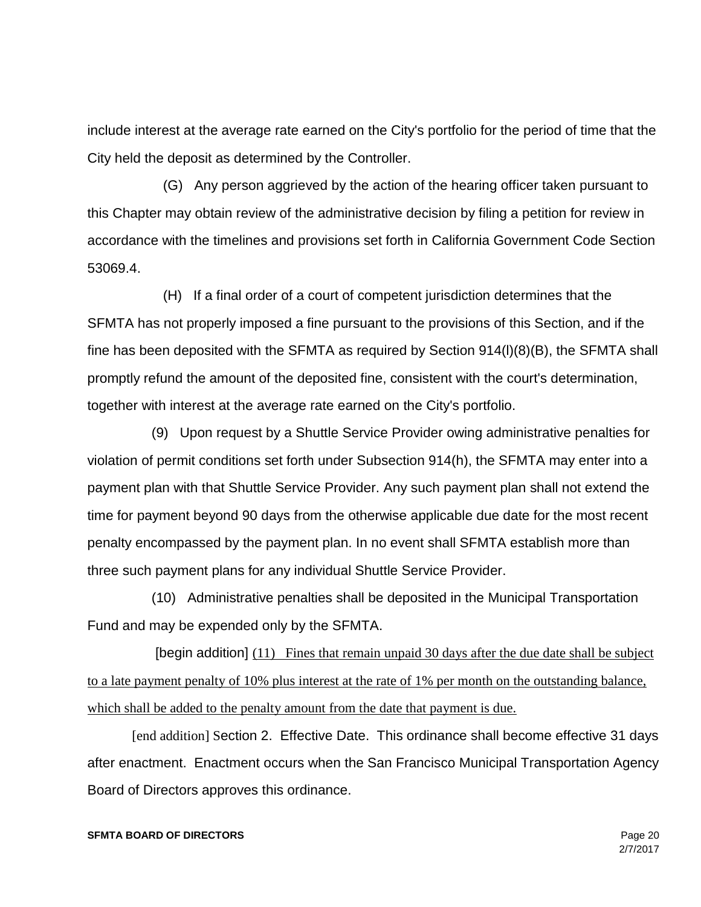include interest at the average rate earned on the City's portfolio for the period of time that the City held the deposit as determined by the Controller.

(G) Any person aggrieved by the action of the hearing officer taken pursuant to this Chapter may obtain review of the administrative decision by filing a petition for review in accordance with the timelines and provisions set forth in California Government Code Section 53069.4.

(H) If a final order of a court of competent jurisdiction determines that the SFMTA has not properly imposed a fine pursuant to the provisions of this Section, and if the fine has been deposited with the SFMTA as required by Section 914(l)(8)(B), the SFMTA shall promptly refund the amount of the deposited fine, consistent with the court's determination, together with interest at the average rate earned on the City's portfolio.

(9) Upon request by a Shuttle Service Provider owing administrative penalties for violation of permit conditions set forth under Subsection 914(h), the SFMTA may enter into a payment plan with that Shuttle Service Provider. Any such payment plan shall not extend the time for payment beyond 90 days from the otherwise applicable due date for the most recent penalty encompassed by the payment plan. In no event shall SFMTA establish more than three such payment plans for any individual Shuttle Service Provider.

(10) Administrative penalties shall be deposited in the Municipal Transportation Fund and may be expended only by the SFMTA.

[begin addition] <u>(11) Fines that remain unpaid 30 days after the due date shall be subject to a late payment penalty of 10% plus interest at the rate of 1% per month on the outstanding balance, which shall be added to the penalty amount from the date that payment is due.</u>

[end addition] Section 2. Effective Date. This ordinance shall become effective 31 days after enactment. Enactment occurs when the San Francisco Municipal Transportation Agency Board of Directors approves this ordinance.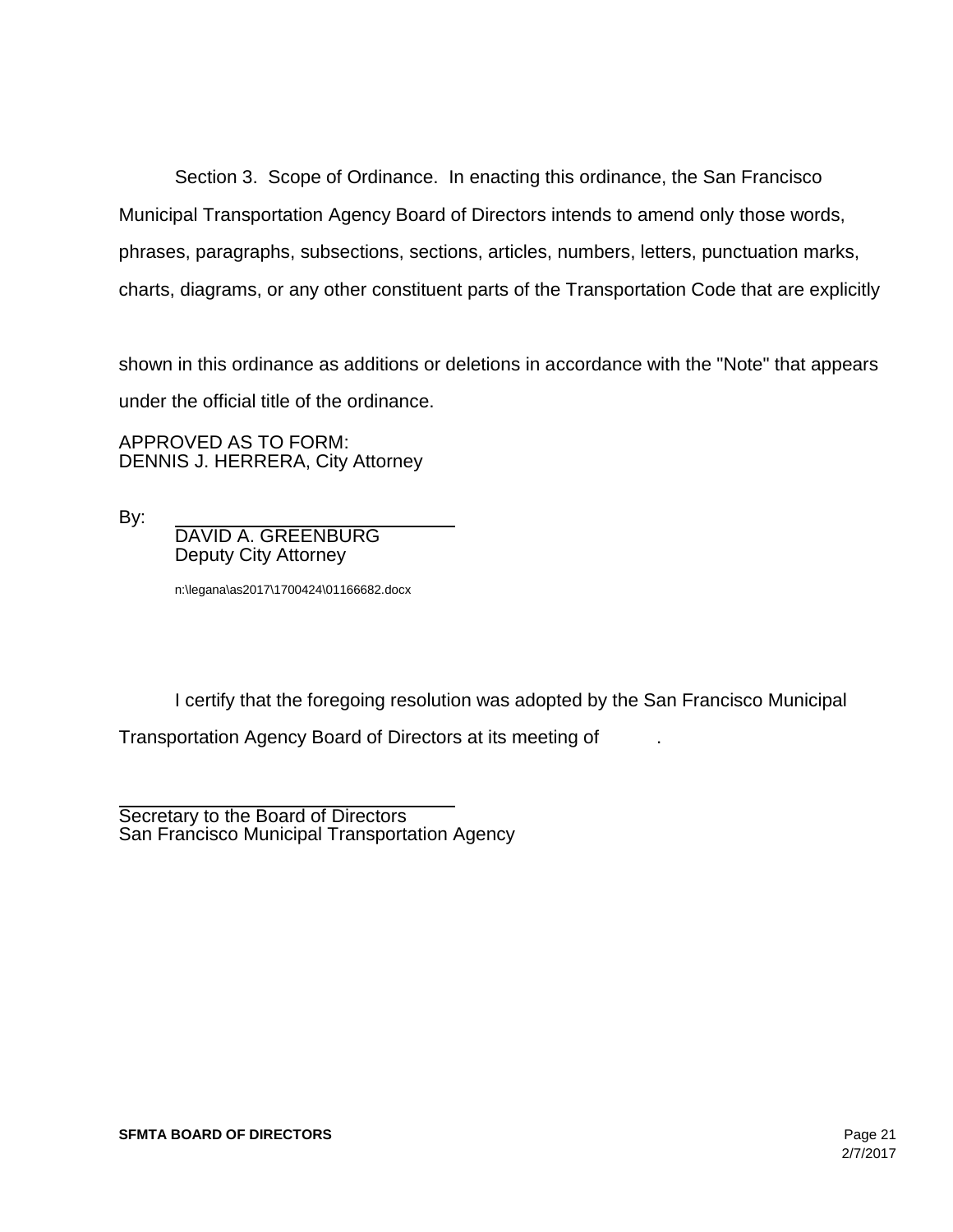Section 3. Scope of Ordinance. In enacting this ordinance, the San Francisco Municipal Transportation Agency Board of Directors intends to amend only those words, phrases, paragraphs, subsections, sections, articles, numbers, letters, punctuation marks, charts, diagrams, or any other constituent parts of the Transportation Code that are explicitly shown in this ordinance as additions or deletions in accordance with the "Note" that appears under the official title of the ordinance.

APPROVED AS TO FORM:
DENNIS J. HERRERA, City Attorney

By: ____________________________
DAVID A. GREENBURG
Deputy City Attorney

n:\legana\as2017\1700424\01166682.docx

I certify that the foregoing resolution was adopted by the San Francisco Municipal Transportation Agency Board of Directors at its meeting of ________.

____________________________
Secretary to the Board of Directors
San Francisco Municipal Transportation Agency